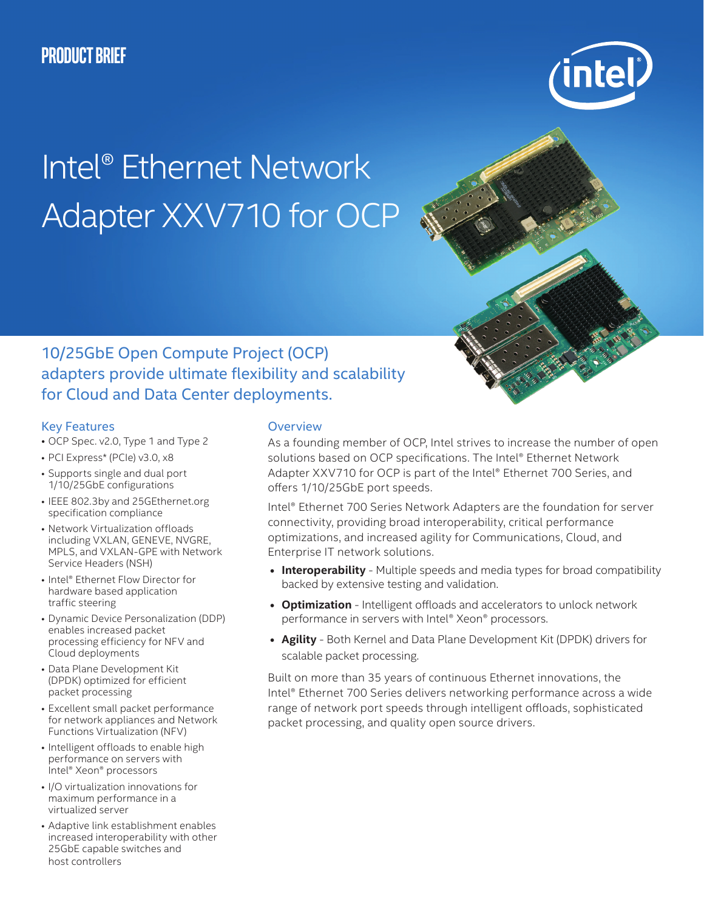PRODUCT BRIEF

# Intel® Ethernet Network Adapter XXV710 for OCP

## 10/25GbE Open Compute Project (OCP) adapters provide ultimate flexibility and scalability for Cloud and Data Center deployments.

### Key Features

- OCP Spec. v2.0, Type 1 and Type 2
- PCI Express* (PCIe) v3.0, x8
- Supports single and dual port 1/10/25GbE configurations
- IEEE 802.3by and 25GEthernet.org specification compliance
- Network Virtualization offloads including VXLAN, GENEVE, NVGRE, MPLS, and VXLAN-GPE with Network Service Headers (NSH)
- Intel® Ethernet Flow Director for hardware based application traffic steering
- Dynamic Device Personalization (DDP) enables increased packet processing efficiency for NFV and Cloud deployments
- Data Plane Development Kit (DPDK) optimized for efficient packet processing
- Excellent small packet performance for network appliances and Network Functions Virtualization (NFV)
- Intelligent offloads to enable high performance on servers with Intel® Xeon® processors
- I/O virtualization innovations for maximum performance in a virtualized server
- Adaptive link establishment enables increased interoperability with other 25GbE capable switches and host controllers

### Overview

As a founding member of OCP, Intel strives to increase the number of open solutions based on OCP specifications. The Intel® Ethernet Network Adapter XXV710 for OCP is part of the Intel® Ethernet 700 Series, and offers 1/10/25GbE port speeds.

Intel® Ethernet 700 Series Network Adapters are the foundation for server connectivity, providing broad interoperability, critical performance optimizations, and increased agility for Communications, Cloud, and Enterprise IT network solutions.

- **Interoperability** - Multiple speeds and media types for broad compatibility backed by extensive testing and validation.
- **Optimization** - Intelligent offloads and accelerators to unlock network performance in servers with Intel® Xeon® processors.
- **Agility** - Both Kernel and Data Plane Development Kit (DPDK) drivers for scalable packet processing.

Built on more than 35 years of continuous Ethernet innovations, the Intel® Ethernet 700 Series delivers networking performance across a wide range of network port speeds through intelligent offloads, sophisticated packet processing, and quality open source drivers.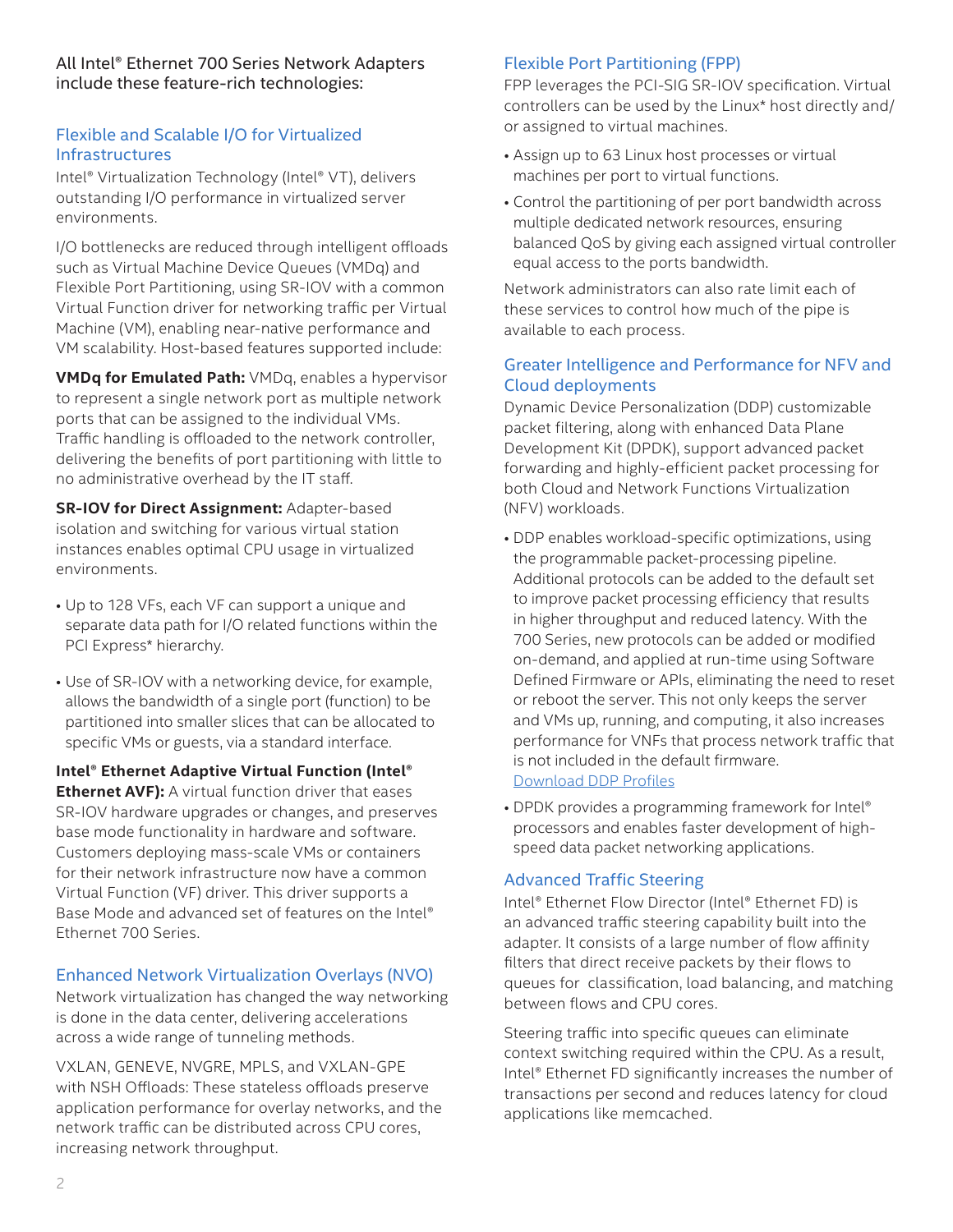All Intel® Ethernet 700 Series Network Adapters include these feature-rich technologies:

## Flexible and Scalable I/O for Virtualized Infrastructures

Intel® Virtualization Technology (Intel® VT), delivers outstanding I/O performance in virtualized server environments.

I/O bottlenecks are reduced through intelligent offloads such as Virtual Machine Device Queues (VMDq) and Flexible Port Partitioning, using SR-IOV with a common Virtual Function driver for networking traffic per Virtual Machine (VM), enabling near-native performance and VM scalability. Host-based features supported include:

**VMDq for Emulated Path:** VMDq, enables a hypervisor to represent a single network port as multiple network ports that can be assigned to the individual VMs. Traffic handling is offloaded to the network controller, delivering the benefits of port partitioning with little to no administrative overhead by the IT staff.

**SR-IOV for Direct Assignment:** Adapter-based isolation and switching for various virtual station instances enables optimal CPU usage in virtualized environments.

- Up to 128 VFs, each VF can support a unique and separate data path for I/O related functions within the PCI Express* hierarchy.
- Use of SR-IOV with a networking device, for example, allows the bandwidth of a single port (function) to be partitioned into smaller slices that can be allocated to specific VMs or guests, via a standard interface.

**Intel® Ethernet Adaptive Virtual Function (Intel® Ethernet AVF):** A virtual function driver that eases SR-IOV hardware upgrades or changes, and preserves base mode functionality in hardware and software. Customers deploying mass-scale VMs or containers for their network infrastructure now have a common Virtual Function (VF) driver. This driver supports a Base Mode and advanced set of features on the Intel® Ethernet 700 Series.

## Enhanced Network Virtualization Overlays (NVO)

Network virtualization has changed the way networking is done in the data center, delivering accelerations across a wide range of tunneling methods.

VXLAN, GENEVE, NVGRE, MPLS, and VXLAN-GPE with NSH Offloads: These stateless offloads preserve application performance for overlay networks, and the network traffic can be distributed across CPU cores, increasing network throughput.

## Flexible Port Partitioning (FPP)

FPP leverages the PCI-SIG SR-IOV specification. Virtual controllers can be used by the Linux* host directly and/or assigned to virtual machines.

- Assign up to 63 Linux host processes or virtual machines per port to virtual functions.
- Control the partitioning of per port bandwidth across multiple dedicated network resources, ensuring balanced QoS by giving each assigned virtual controller equal access to the ports bandwidth.

Network administrators can also rate limit each of these services to control how much of the pipe is available to each process.

## Greater Intelligence and Performance for NFV and Cloud deployments

Dynamic Device Personalization (DDP) customizable packet filtering, along with enhanced Data Plane Development Kit (DPDK), support advanced packet forwarding and highly-efficient packet processing for both Cloud and Network Functions Virtualization (NFV) workloads.

- DDP enables workload-specific optimizations, using the programmable packet-processing pipeline. Additional protocols can be added to the default set to improve packet processing efficiency that results in higher throughput and reduced latency. With the 700 Series, new protocols can be added or modified on-demand, and applied at run-time using Software Defined Firmware or APIs, eliminating the need to reset or reboot the server. This not only keeps the server and VMs up, running, and computing, it also increases performance for VNFs that process network traffic that is not included in the default firmware.
  Download DDP Profiles
- DPDK provides a programming framework for Intel® processors and enables faster development of high-speed data packet networking applications.

## Advanced Traffic Steering

Intel® Ethernet Flow Director (Intel® Ethernet FD) is an advanced traffic steering capability built into the adapter. It consists of a large number of flow affinity filters that direct receive packets by their flows to queues for classification, load balancing, and matching between flows and CPU cores.

Steering traffic into specific queues can eliminate context switching required within the CPU. As a result, Intel® Ethernet FD significantly increases the number of transactions per second and reduces latency for cloud applications like memcached.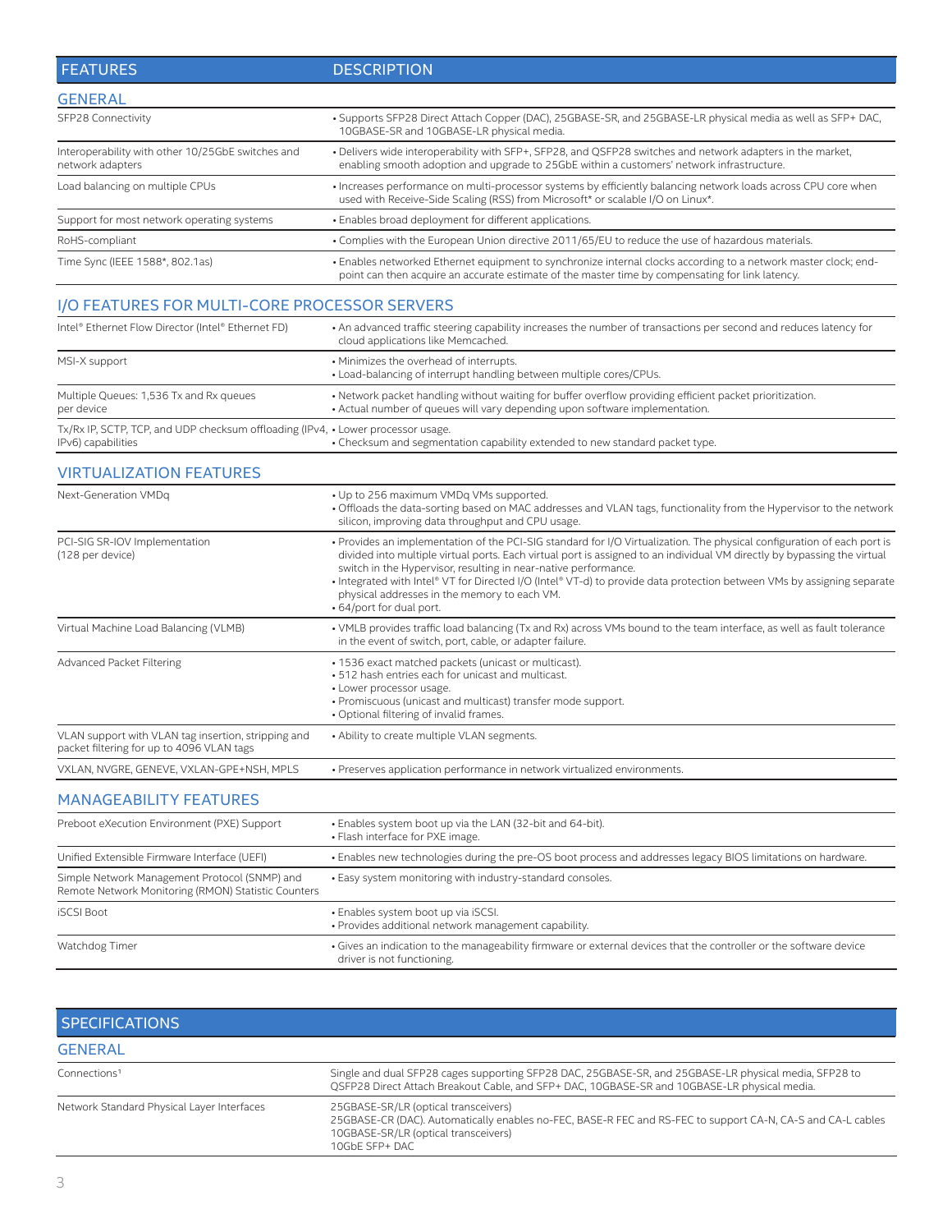| FEATURES | DESCRIPTION |
|---|---|
| **GENERAL** | |
| SFP28 Connectivity | • Supports SFP28 Direct Attach Copper (DAC), 25GBASE-SR, and 25GBASE-LR physical media as well as SFP+ DAC, 10GBASE-SR and 10GBASE-LR physical media. |
| Interoperability with other 10/25GbE switches and network adapters | • Delivers wide interoperability with SFP+, SFP28, and QSFP28 switches and network adapters in the market, enabling smooth adoption and upgrade to 25GbE within a customers' network infrastructure. |
| Load balancing on multiple CPUs | • Increases performance on multi-processor systems by efficiently balancing network loads across CPU core when used with Receive-Side Scaling (RSS) from Microsoft* or scalable I/O on Linux*. |
| Support for most network operating systems | • Enables broad deployment for different applications. |
| RoHS-compliant | • Complies with the European Union directive 2011/65/EU to reduce the use of hazardous materials. |
| Time Sync (IEEE 1588*, 802.1as) | • Enables networked Ethernet equipment to synchronize internal clocks according to a network master clock; end-point can then acquire an accurate estimate of the master time by compensating for link latency. |
| **I/O FEATURES FOR MULTI-CORE PROCESSOR SERVERS** | |
| Intel® Ethernet Flow Director (Intel® Ethernet FD) | • An advanced traffic steering capability increases the number of transactions per second and reduces latency for cloud applications like Memcached. |
| MSI-X support | • Minimizes the overhead of interrupts.<br>• Load-balancing of interrupt handling between multiple cores/CPUs. |
| Multiple Queues: 1,536 Tx and Rx queues per device | • Network packet handling without waiting for buffer overflow providing efficient packet prioritization.<br>• Actual number of queues will vary depending upon software implementation. |
| Tx/Rx IP, SCTP, TCP, and UDP checksum offloading (IPv4, IPv6) capabilities | • Lower processor usage.<br>• Checksum and segmentation capability extended to new standard packet type. |
| **VIRTUALIZATION FEATURES** | |
| Next-Generation VMDq | • Up to 256 maximum VMDq VMs supported.<br>• Offloads the data-sorting based on MAC addresses and VLAN tags, functionality from the Hypervisor to the network silicon, improving data throughput and CPU usage. |
| PCI-SIG SR-IOV Implementation (128 per device) | • Provides an implementation of the PCI-SIG standard for I/O Virtualization. The physical configuration of each port is divided into multiple virtual ports. Each virtual port is assigned to an individual VM directly by bypassing the virtual switch in the Hypervisor, resulting in near-native performance.<br>• Integrated with Intel® VT for Directed I/O (Intel® VT-d) to provide data protection between VMs by assigning separate physical addresses in the memory to each VM.<br>• 64/port for dual port. |
| Virtual Machine Load Balancing (VLMB) | • VMLB provides traffic load balancing (Tx and Rx) across VMs bound to the team interface, as well as fault tolerance in the event of switch, port, cable, or adapter failure. |
| Advanced Packet Filtering | • 1536 exact matched packets (unicast or multicast).<br>• 512 hash entries each for unicast and multicast.<br>• Lower processor usage.<br>• Promiscuous (unicast and multicast) transfer mode support.<br>• Optional filtering of invalid frames. |
| VLAN support with VLAN tag insertion, stripping and packet filtering for up to 4096 VLAN tags | • Ability to create multiple VLAN segments. |
| VXLAN, NVGRE, GENEVE, VXLAN-GPE+NSH, MPLS | • Preserves application performance in network virtualized environments. |
| **MANAGEABILITY FEATURES** | |
| Preboot eXecution Environment (PXE) Support | • Enables system boot up via the LAN (32-bit and 64-bit).<br>• Flash interface for PXE image. |
| Unified Extensible Firmware Interface (UEFI) | • Enables new technologies during the pre-OS boot process and addresses legacy BIOS limitations on hardware. |
| Simple Network Management Protocol (SNMP) and Remote Network Monitoring (RMON) Statistic Counters | • Easy system monitoring with industry-standard consoles. |
| iSCSI Boot | • Enables system boot up via iSCSI.<br>• Provides additional network management capability. |
| Watchdog Timer | • Gives an indication to the manageability firmware or external devices that the controller or the software device driver is not functioning. |

| SPECIFICATIONS | |
|---|---|
| **GENERAL** | |
| Connections[1] | Single and dual SFP28 cages supporting SFP28 DAC, 25GBASE-SR, and 25GBASE-LR physical media, SFP28 to QSFP28 Direct Attach Breakout Cable, and SFP+ DAC, 10GBASE-SR and 10GBASE-LR physical media. |
| Network Standard Physical Layer Interfaces | 25GBASE-SR/LR (optical transceivers)<br>25GBASE-CR (DAC). Automatically enables no-FEC, BASE-R FEC and RS-FEC to support CA-N, CA-S and CA-L cables<br>10GBASE-SR/LR (optical transceivers)<br>10GbE SFP+ DAC |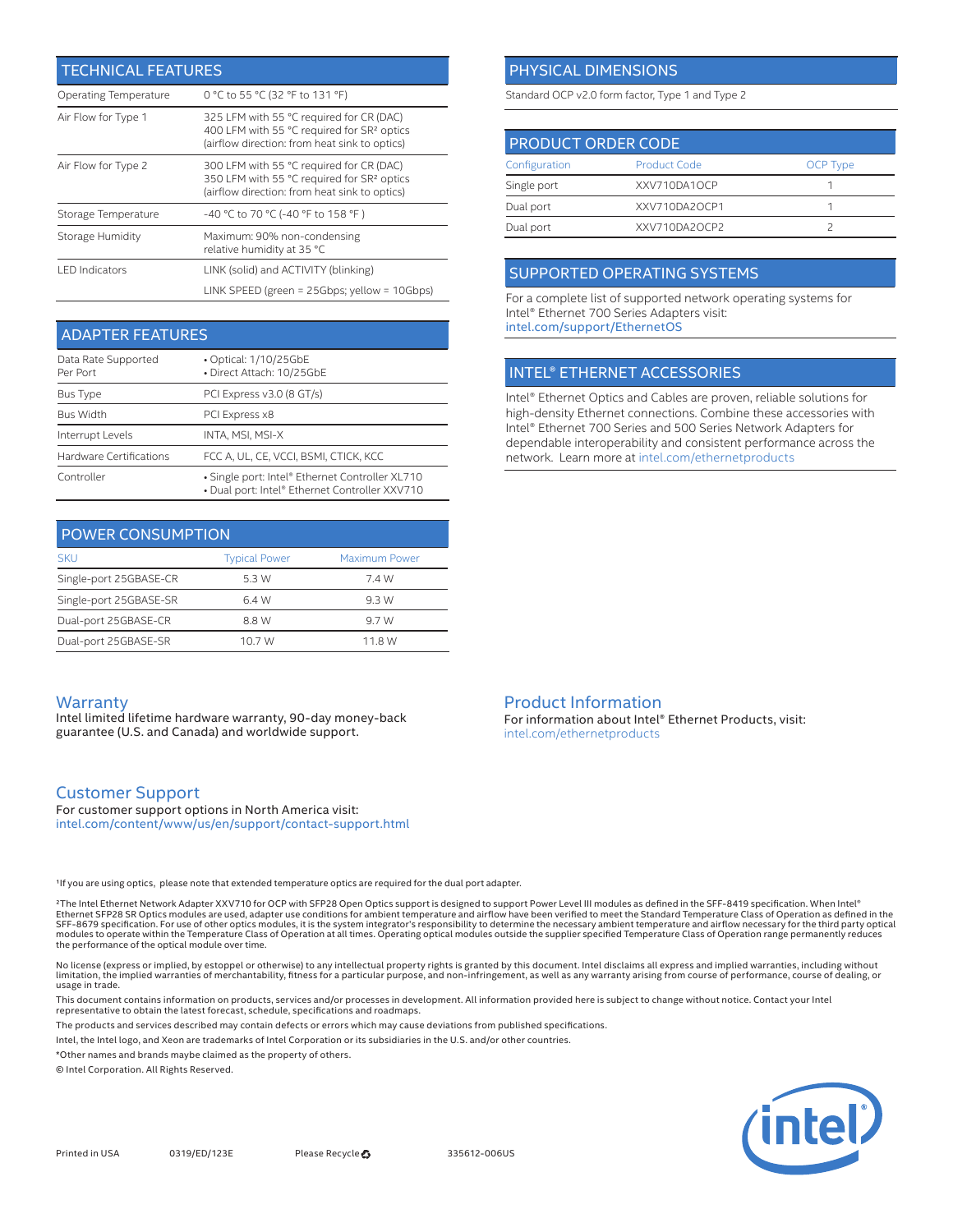## TECHNICAL FEATURES

| | |
|---|---|
| Operating Temperature | 0 °C to 55 °C (32 °F to 131 °F) |
| Air Flow for Type 1 | 325 LFM with 55 °C required for CR (DAC)<br>400 LFM with 55 °C required for SR[2] optics<br>(airflow direction: from heat sink to optics) |
| Air Flow for Type 2 | 300 LFM with 55 °C required for CR (DAC)<br>350 LFM with 55 °C required for SR[2] optics<br>(airflow direction: from heat sink to optics) |
| Storage Temperature | -40 °C to 70 °C (-40 °F to 158 °F ) |
| Storage Humidity | Maximum: 90% non-condensing relative humidity at 35 °C |
| LED Indicators | LINK (solid) and ACTIVITY (blinking)<br>LINK SPEED (green = 25Gbps; yellow = 10Gbps) |

## ADAPTER FEATURES

| | |
|---|---|
| Data Rate Supported Per Port | • Optical: 1/10/25GbE<br>• Direct Attach: 10/25GbE |
| Bus Type | PCI Express v3.0 (8 GT/s) |
| Bus Width | PCI Express x8 |
| Interrupt Levels | INTA, MSI, MSI-X |
| Hardware Certifications | FCC A, UL, CE, VCCI, BSMI, CTICK, KCC |
| Controller | • Single port: Intel® Ethernet Controller XL710<br>• Dual port: Intel® Ethernet Controller XXV710 |

## POWER CONSUMPTION

| SKU | Typical Power | Maximum Power |
|---|---|---|
| Single-port 25GBASE-CR | 5.3 W | 7.4 W |
| Single-port 25GBASE-SR | 6.4 W | 9.3 W |
| Dual-port 25GBASE-CR | 8.8 W | 9.7 W |
| Dual-port 25GBASE-SR | 10.7 W | 11.8 W |

## PHYSICAL DIMENSIONS

Standard OCP v2.0 form factor, Type 1 and Type 2

## PRODUCT ORDER CODE

| Configuration | Product Code | OCP Type |
|---|---|---|
| Single port | XXV710DA1OCP | 1 |
| Dual port | XXV710DA2OCP1 | 1 |
| Dual port | XXV710DA2OCP2 | 2 |

## SUPPORTED OPERATING SYSTEMS

For a complete list of supported network operating systems for Intel® Ethernet 700 Series Adapters visit:
intel.com/support/EthernetOS

## INTEL® ETHERNET ACCESSORIES

Intel® Ethernet Optics and Cables are proven, reliable solutions for high-density Ethernet connections. Combine these accessories with Intel® Ethernet 700 Series and 500 Series Network Adapters for dependable interoperability and consistent performance across the network. Learn more at intel.com/ethernetproducts

## Warranty

Intel limited lifetime hardware warranty, 90-day money-back guarantee (U.S. and Canada) and worldwide support.

## Customer Support

For customer support options in North America visit:
intel.com/content/www/us/en/support/contact-support.html

## Product Information

For information about Intel® Ethernet Products, visit:
intel.com/ethernetproducts

[1]If you are using optics, please note that extended temperature optics are required for the dual port adapter.

[2]The Intel Ethernet Network Adapter XXV710 for OCP with SFP28 Open Optics support is designed to support Power Level III modules as defined in the SFF-8419 specification. When Intel® Ethernet SFP28 SR Optics modules are used, adapter use conditions for ambient temperature and airflow have been verified to meet the Standard Temperature Class of Operation as defined in the SFF-8679 specification. For use of other optics modules, it is the system integrator's responsibility to determine the necessary ambient temperature and airflow necessary for the third party optical modules to operate within the Temperature Class of Operation at all times. Operating optical modules outside the supplier specified Temperature Class of Operation range permanently reduces the performance of the optical module over time.

No license (express or implied, by estoppel or otherwise) to any intellectual property rights is granted by this document. Intel disclaims all express and implied warranties, including without limitation, the implied warranties of merchantability, fitness for a particular purpose, and non-infringement, as well as any warranty arising from course of performance, course of dealing, or usage in trade.

This document contains information on products, services and/or processes in development. All information provided here is subject to change without notice. Contact your Intel representative to obtain the latest forecast, schedule, specifications and roadmaps.

The products and services described may contain defects or errors which may cause deviations from published specifications.

Intel, the Intel logo, and Xeon are trademarks of Intel Corporation or its subsidiaries in the U.S. and/or other countries.

*Other names and brands maybe claimed as the property of others.

© Intel Corporation. All Rights Reserved.

Printed in USA    0319/ED/123E    Please Recycle    335612-006US